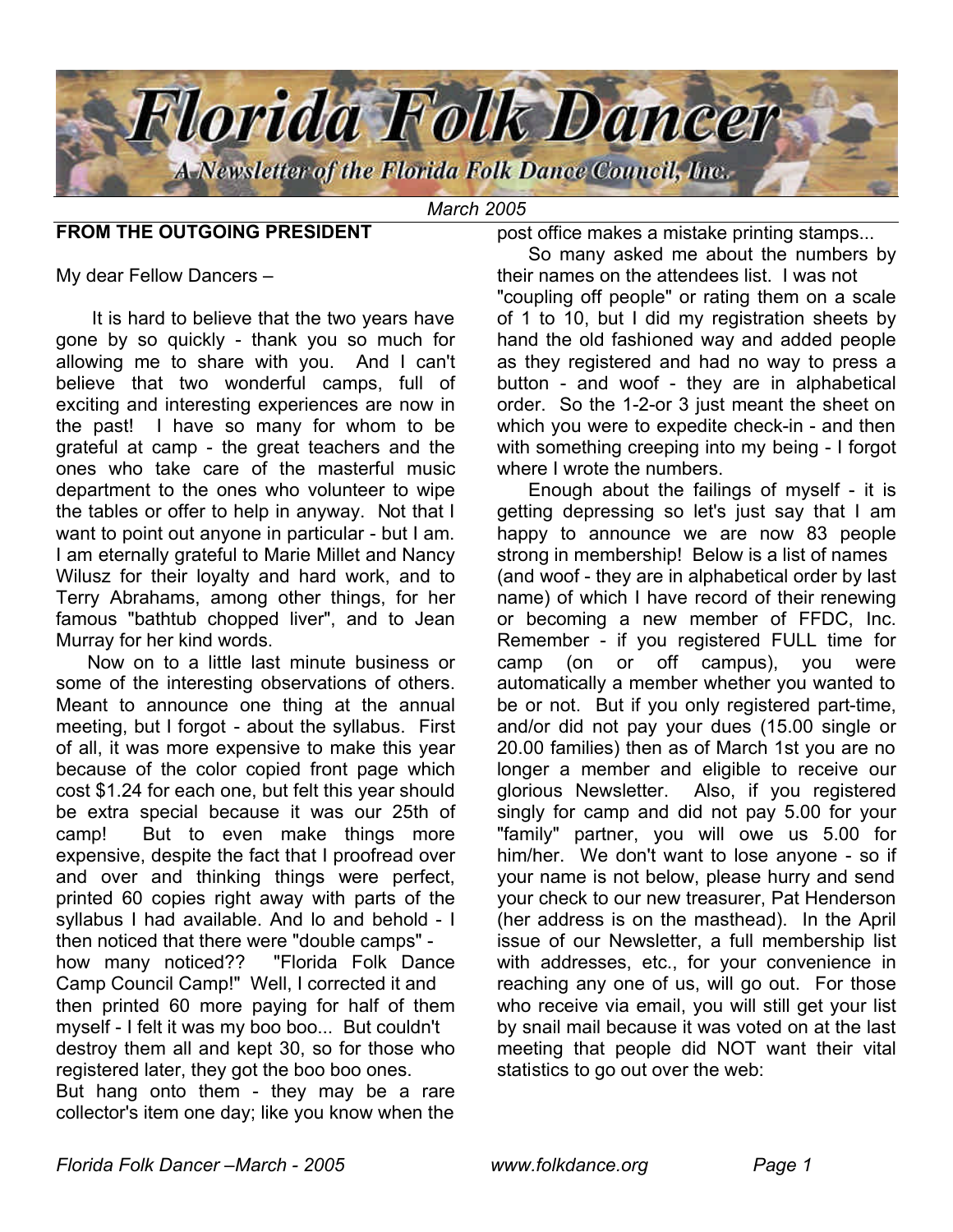# Florida Folk Dancer

A Newsletter of the Florida Folk Dance Council, Inc.

*March 2005*

## FROM THE OUTGOING PRESIDENT

My dear Fellow Dancers –

It is hard to believe that the two years have gone by so quickly - thank you so much for allowing me to share with you. And I can't believe that two wonderful camps, full of exciting and interesting experiences are now in the past! I have so many for whom to be grateful at camp - the great teachers and the ones who take care of the masterful music department to the ones who volunteer to wipe the tables or offer to help in anyway. Not that I want to point out anyone in particular - but I am. I am eternally grateful to Marie Millet and Nancy Wilusz for their loyalty and hard work, and to Terry Abrahams, among other things, for her famous "bathtub chopped liver", and to Jean Murray for her kind words.

Now on to a little last minute business or some of the interesting observations of others. Meant to announce one thing at the annual meeting, but I forgot - about the syllabus. First of all, it was more expensive to make this year because of the color copied front page which cost $1.24 for each one, but felt this year should be extra special because it was our 25th of camp! But to even make things more expensive, despite the fact that I proofread over and over and thinking things were perfect, printed 60 copies right away with parts of the syllabus I had available. And lo and behold - I then noticed that there were "double camps" - how many noticed?? "Florida Folk Dance Camp Council Camp!" Well, I corrected it and then printed 60 more paying for half of them myself - I felt it was my boo boo... But couldn't destroy them all and kept 30, so for those who registered later, they got the boo boo ones. But hang onto them - they may be a rare collector's item one day; like you know when the post office makes a mistake printing stamps...

So many asked me about the numbers by their names on the attendees list. I was not "coupling off people" or rating them on a scale of 1 to 10, but I did my registration sheets by hand the old fashioned way and added people as they registered and had no way to press a button - and woof - they are in alphabetical order. So the 1-2-or 3 just meant the sheet on which you were to expedite check-in - and then with something creeping into my being - I forgot where I wrote the numbers.

Enough about the failings of myself - it is getting depressing so let's just say that I am happy to announce we are now 83 people strong in membership! Below is a list of names (and woof - they are in alphabetical order by last name) of which I have record of their renewing or becoming a new member of FFDC, Inc. Remember - if you registered FULL time for camp (on or off campus), you were automatically a member whether you wanted to be or not. But if you only registered part-time, and/or did not pay your dues (15.00 single or 20.00 families) then as of March 1st you are no longer a member and eligible to receive our glorious Newsletter. Also, if you registered singly for camp and did not pay 5.00 for your "family" partner, you will owe us 5.00 for him/her. We don't want to lose anyone - so if your name is not below, please hurry and send your check to our new treasurer, Pat Henderson (her address is on the masthead). In the April issue of our Newsletter, a full membership list with addresses, etc., for your convenience in reaching any one of us, will go out. For those who receive via email, you will still get your list by snail mail because it was voted on at the last meeting that people did NOT want their vital statistics to go out over the web: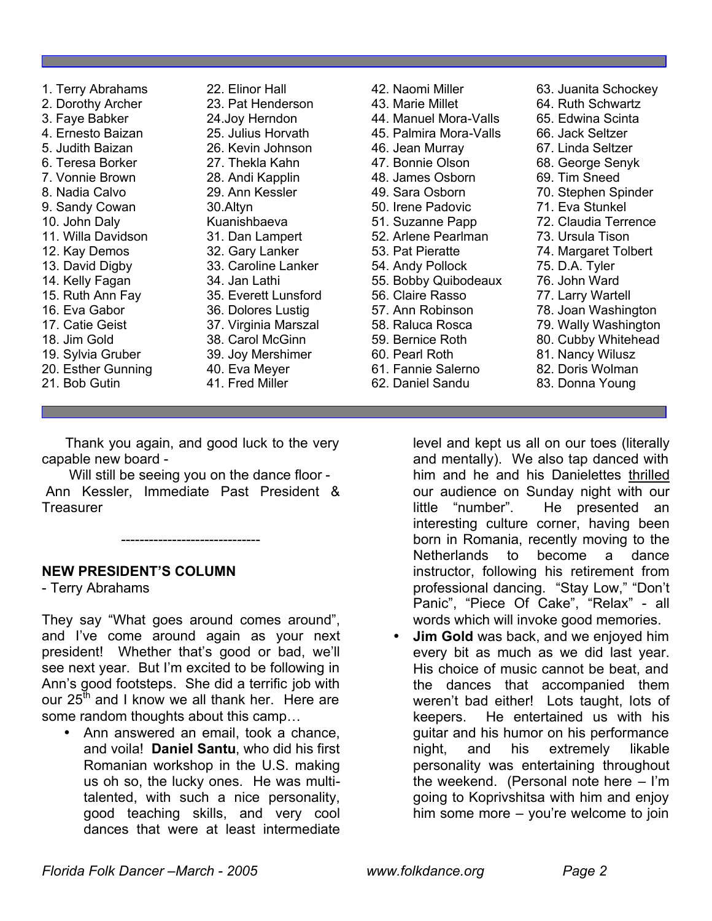1. Terry Abrahams
2. Dorothy Archer
3. Faye Babker
4. Ernesto Baizan
5. Judith Baizan
6. Teresa Borker
7. Vonnie Brown
8. Nadia Calvo
9. Sandy Cowan
10. John Daly
11. Willa Davidson
12. Kay Demos
13. David Digby
14. Kelly Fagan
15. Ruth Ann Fay
16. Eva Gabor
17. Catie Geist
18. Jim Gold
19. Sylvia Gruber
20. Esther Gunning
21. Bob Gutin
22. Elinor Hall
23. Pat Henderson
24. Joy Herndon
25. Julius Horvath
26. Kevin Johnson
27. Thekla Kahn
28. Andi Kapplin
29. Ann Kessler
30. Altyn Kuanishbaeva
31. Dan Lampert
32. Gary Lanker
33. Caroline Lanker
34. Jan Lathi
35. Everett Lunsford
36. Dolores Lustig
37. Virginia Marszal
38. Carol McGinn
39. Joy Mershimer
40. Eva Meyer
41. Fred Miller
42. Naomi Miller
43. Marie Millet
44. Manuel Mora-Valls
45. Palmira Mora-Valls
46. Jean Murray
47. Bonnie Olson
48. James Osborn
49. Sara Osborn
50. Irene Padovic
51. Suzanne Papp
52. Arlene Pearlman
53. Pat Pieratte
54. Andy Pollock
55. Bobby Quibodeaux
56. Claire Rasso
57. Ann Robinson
58. Raluca Rosca
59. Bernice Roth
60. Pearl Roth
61. Fannie Salerno
62. Daniel Sandu
63. Juanita Schockey
64. Ruth Schwartz
65. Edwina Scinta
66. Jack Seltzer
67. Linda Seltzer
68. George Senyk
69. Tim Sneed
70. Stephen Spinder
71. Eva Stunkel
72. Claudia Terrence
73. Ursula Tison
74. Margaret Tolbert
75. D.A. Tyler
76. John Ward
77. Larry Wartell
78. Joan Washington
79. Wally Washington
80. Cubby Whitehead
81. Nancy Wilusz
82. Doris Wolman
83. Donna Young

Thank you again, and good luck to the very capable new board -

Will still be seeing you on the dance floor -
Ann Kessler, Immediate Past President & Treasurer

------------------------------

**NEW PRESIDENT'S COLUMN**

- Terry Abrahams

They say "What goes around comes around", and I've come around again as your next president! Whether that's good or bad, we'll see next year. But I'm excited to be following in Ann's good footsteps. She did a terrific job with our 25th and I know we all thank her. Here are some random thoughts about this camp…

- Ann answered an email, took a chance, and voila! **Daniel Santu**, who did his first Romanian workshop in the U.S. making us oh so, the lucky ones. He was multi-talented, with such a nice personality, good teaching skills, and very cool dances that were at least intermediate level and kept us all on our toes (literally and mentally). We also tap danced with him and he and his Danielettes thrilled our audience on Sunday night with our little "number". He presented an interesting culture corner, having been born in Romania, recently moving to the Netherlands to become a dance instructor, following his retirement from professional dancing. "Stay Low," "Don't Panic", "Piece Of Cake", "Relax" - all words which will invoke good memories.
- **Jim Gold** was back, and we enjoyed him every bit as much as we did last year. His choice of music cannot be beat, and the dances that accompanied them weren't bad either! Lots taught, lots of keepers. He entertained us with his guitar and his humor on his performance night, and his extremely likable personality was entertaining throughout the weekend. (Personal note here – I'm going to Koprivshitsa with him and enjoy him some more – you're welcome to join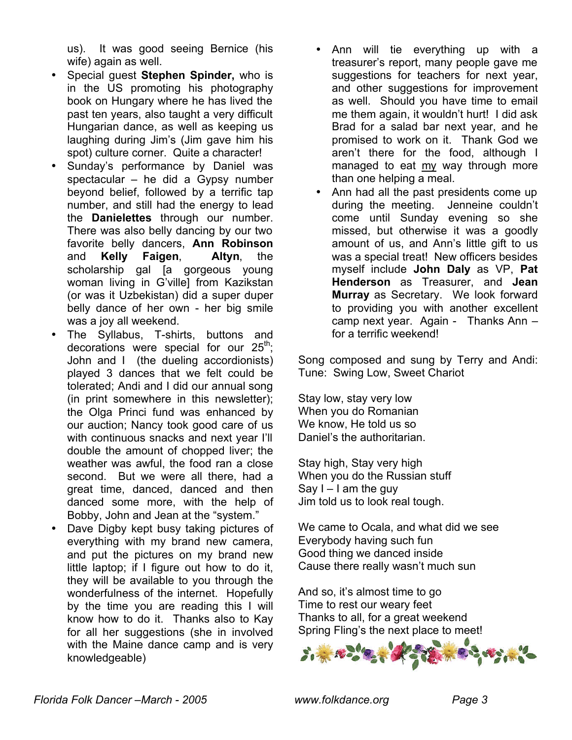us). It was good seeing Bernice (his wife) again as well.

- Special guest **Stephen Spinder,** who is in the US promoting his photography book on Hungary where he has lived the past ten years, also taught a very difficult Hungarian dance, as well as keeping us laughing during Jim's (Jim gave him his spot) culture corner. Quite a character!
- Sunday's performance by Daniel was spectacular – he did a Gypsy number beyond belief, followed by a terrific tap number, and still had the energy to lead the **Danielettes** through our number. There was also belly dancing by our two favorite belly dancers, **Ann Robinson** and **Kelly Faigen**, **Altyn**, the scholarship gal [a gorgeous young woman living in G'ville] from Kazikstan (or was it Uzbekistan) did a super duper belly dance of her own - her big smile was a joy all weekend.
- The Syllabus, T-shirts, buttons and decorations were special for our 25th; John and I (the dueling accordionists) played 3 dances that we felt could be tolerated; Andi and I did our annual song (in print somewhere in this newsletter); the Olga Princi fund was enhanced by our auction; Nancy took good care of us with continuous snacks and next year I'll double the amount of chopped liver; the weather was awful, the food ran a close second. But we were all there, had a great time, danced, danced and then danced some more, with the help of Bobby, John and Jean at the "system."
- Dave Digby kept busy taking pictures of everything with my brand new camera, and put the pictures on my brand new little laptop; if I figure out how to do it, they will be available to you through the wonderfulness of the internet. Hopefully by the time you are reading this I will know how to do it. Thanks also to Kay for all her suggestions (she in involved with the Maine dance camp and is very knowledgeable)
- Ann will tie everything up with a treasurer's report, many people gave me suggestions for teachers for next year, and other suggestions for improvement as well. Should you have time to email me them again, it wouldn't hurt! I did ask Brad for a salad bar next year, and he promised to work on it. Thank God we aren't there for the food, although I managed to eat my way through more than one helping a meal.
- Ann had all the past presidents come up during the meeting. Jenneine couldn't come until Sunday evening so she missed, but otherwise it was a goodly amount of us, and Ann's little gift to us was a special treat! New officers besides myself include **John Daly** as VP, **Pat Henderson** as Treasurer, and **Jean Murray** as Secretary. We look forward to providing you with another excellent camp next year. Again - Thanks Ann – for a terrific weekend!

Song composed and sung by Terry and Andi:
Tune: Swing Low, Sweet Chariot

Stay low, stay very low
When you do Romanian
We know, He told us so
Daniel's the authoritarian.

Stay high, Stay very high
When you do the Russian stuff
Say I – I am the guy
Jim told us to look real tough.

We came to Ocala, and what did we see
Everybody having such fun
Good thing we danced inside
Cause there really wasn't much sun

And so, it's almost time to go
Time to rest our weary feet
Thanks to all, for a great weekend
Spring Fling's the next place to meet!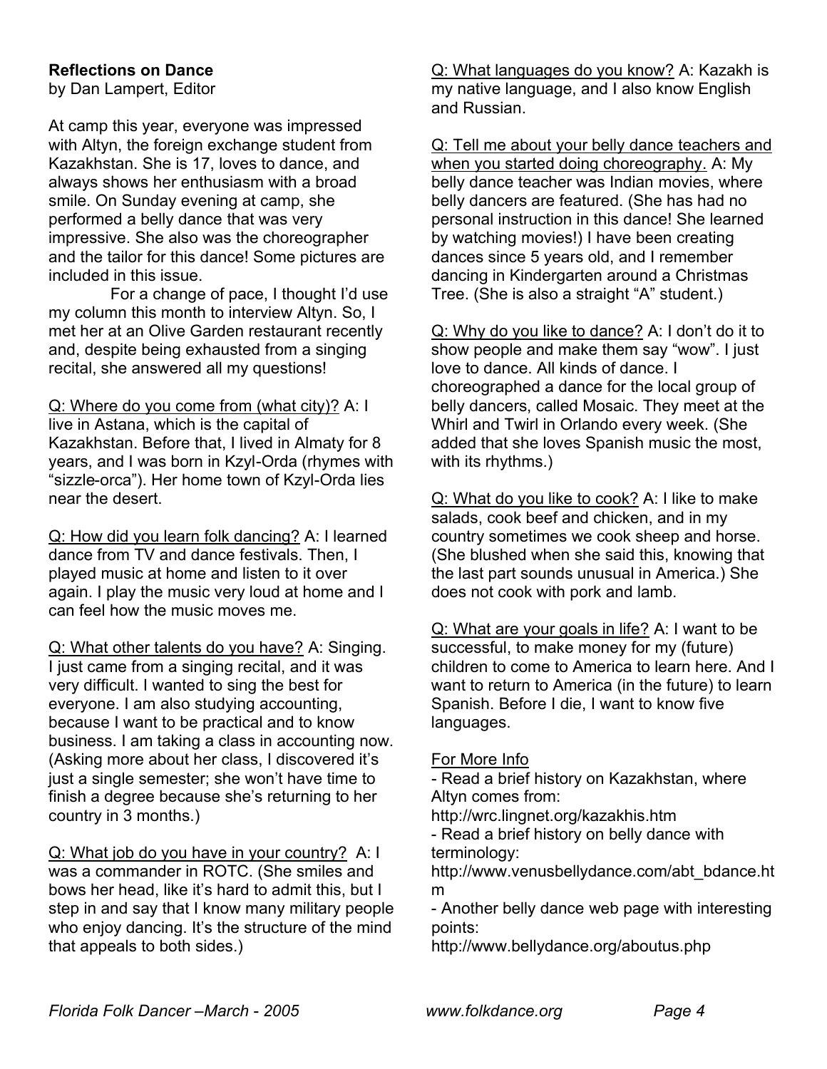## Reflections on Dance

by Dan Lampert, Editor

At camp this year, everyone was impressed with Altyn, the foreign exchange student from Kazakhstan. She is 17, loves to dance, and always shows her enthusiasm with a broad smile. On Sunday evening at camp, she performed a belly dance that was very impressive. She also was the choreographer and the tailor for this dance! Some pictures are included in this issue.

For a change of pace, I thought I'd use my column this month to interview Altyn. So, I met her at an Olive Garden restaurant recently and, despite being exhausted from a singing recital, she answered all my questions!

<u>Q: Where do you come from (what city)?</u> A: I live in Astana, which is the capital of Kazakhstan. Before that, I lived in Almaty for 8 years, and I was born in Kzyl-Orda (rhymes with "sizzle-orca"). Her home town of Kzyl-Orda lies near the desert.

<u>Q: How did you learn folk dancing?</u> A: I learned dance from TV and dance festivals. Then, I played music at home and listen to it over again. I play the music very loud at home and I can feel how the music moves me.

<u>Q: What other talents do you have?</u> A: Singing. I just came from a singing recital, and it was very difficult. I wanted to sing the best for everyone. I am also studying accounting, because I want to be practical and to know business. I am taking a class in accounting now. (Asking more about her class, I discovered it's just a single semester; she won't have time to finish a degree because she's returning to her country in 3 months.)

<u>Q: What job do you have in your country?</u> A: I was a commander in ROTC. (She smiles and bows her head, like it's hard to admit this, but I step in and say that I know many military people who enjoy dancing. It's the structure of the mind that appeals to both sides.)

<u>Q: What languages do you know?</u> A: Kazakh is my native language, and I also know English and Russian.

<u>Q: Tell me about your belly dance teachers and when you started doing choreography.</u> A: My belly dance teacher was Indian movies, where belly dancers are featured. (She has had no personal instruction in this dance! She learned by watching movies!) I have been creating dances since 5 years old, and I remember dancing in Kindergarten around a Christmas Tree. (She is also a straight "A" student.)

<u>Q: Why do you like to dance?</u> A: I don't do it to show people and make them say "wow". I just love to dance. All kinds of dance. I choreographed a dance for the local group of belly dancers, called Mosaic. They meet at the Whirl and Twirl in Orlando every week. (She added that she loves Spanish music the most, with its rhythms.)

<u>Q: What do you like to cook?</u> A: I like to make salads, cook beef and chicken, and in my country sometimes we cook sheep and horse. (She blushed when she said this, knowing that the last part sounds unusual in America.) She does not cook with pork and lamb.

<u>Q: What are your goals in life?</u> A: I want to be successful, to make money for my (future) children to come to America to learn here. And I want to return to America (in the future) to learn Spanish. Before I die, I want to know five languages.

<u>For More Info</u>

- Read a brief history on Kazakhstan, where Altyn comes from:
http://wrc.lingnet.org/kazakhis.htm
- Read a brief history on belly dance with terminology:
http://www.venusbellydance.com/abt_bdance.htm
- Another belly dance web page with interesting points:
http://www.bellydance.org/aboutus.php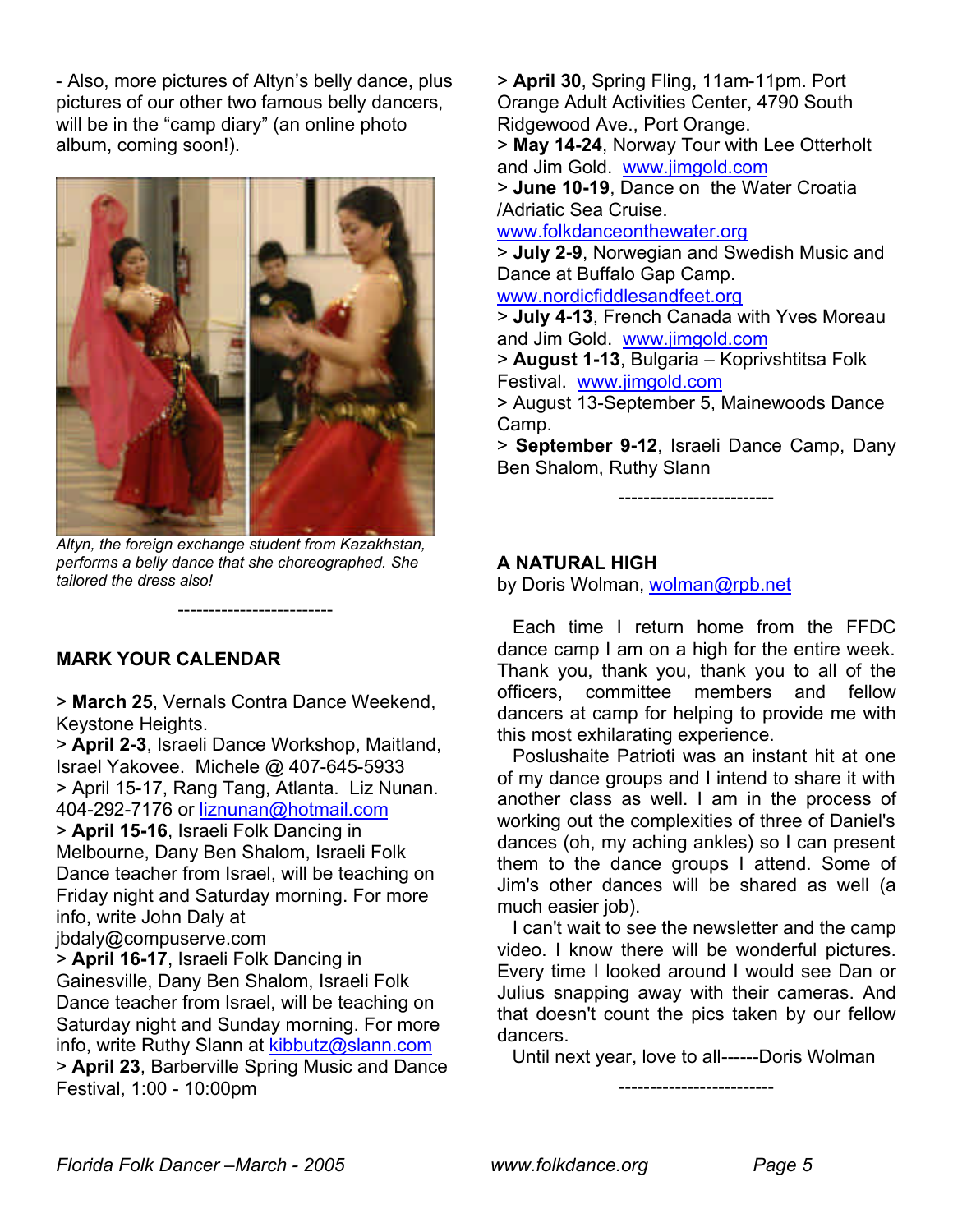- Also, more pictures of Altyn's belly dance, plus pictures of our other two famous belly dancers, will be in the "camp diary" (an online photo album, coming soon!).

*Altyn, the foreign exchange student from Kazakhstan, performs a belly dance that she choreographed. She tailored the dress also!*

-------------------------

## MARK YOUR CALENDAR

> **March 25**, Vernals Contra Dance Weekend, Keystone Heights.
> **April 2-3**, Israeli Dance Workshop, Maitland, Israel Yakovee. Michele @ 407-645-5933
> April 15-17, Rang Tang, Atlanta. Liz Nunan. 404-292-7176 or liznunan@hotmail.com
> **April 15-16**, Israeli Folk Dancing in Melbourne, Dany Ben Shalom, Israeli Folk Dance teacher from Israel, will be teaching on Friday night and Saturday morning. For more info, write John Daly at jbdaly@compuserve.com
> **April 16-17**, Israeli Folk Dancing in Gainesville, Dany Ben Shalom, Israeli Folk Dance teacher from Israel, will be teaching on Saturday night and Sunday morning. For more info, write Ruthy Slann at kibbutz@slann.com
> **April 23**, Barberville Spring Music and Dance Festival, 1:00 - 10:00pm
> **April 30**, Spring Fling, 11am-11pm. Port Orange Adult Activities Center, 4790 South Ridgewood Ave., Port Orange.
> **May 14-24**, Norway Tour with Lee Otterholt and Jim Gold. www.jimgold.com
> **June 10-19**, Dance on the Water Croatia /Adriatic Sea Cruise. www.folkdanceonthewater.org
> **July 2-9**, Norwegian and Swedish Music and Dance at Buffalo Gap Camp. www.nordicfiddlesandfeet.org
> **July 4-13**, French Canada with Yves Moreau and Jim Gold. www.jimgold.com
> **August 1-13**, Bulgaria – Koprivshtitsa Folk Festival. www.jimgold.com
> August 13-September 5, Mainewoods Dance Camp.
> **September 9-12**, Israeli Dance Camp, Dany Ben Shalom, Ruthy Slann

-------------------------

## A NATURAL HIGH

by Doris Wolman, wolman@rpb.net

Each time I return home from the FFDC dance camp I am on a high for the entire week. Thank you, thank you, thank you to all of the officers, committee members and fellow dancers at camp for helping to provide me with this most exhilarating experience.

Poslushaite Patrioti was an instant hit at one of my dance groups and I intend to share it with another class as well. I am in the process of working out the complexities of three of Daniel's dances (oh, my aching ankles) so I can present them to the dance groups I attend. Some of Jim's other dances will be shared as well (a much easier job).

I can't wait to see the newsletter and the camp video. I know there will be wonderful pictures. Every time I looked around I would see Dan or Julius snapping away with their cameras. And that doesn't count the pics taken by our fellow dancers.

Until next year, love to all------Doris Wolman

-------------------------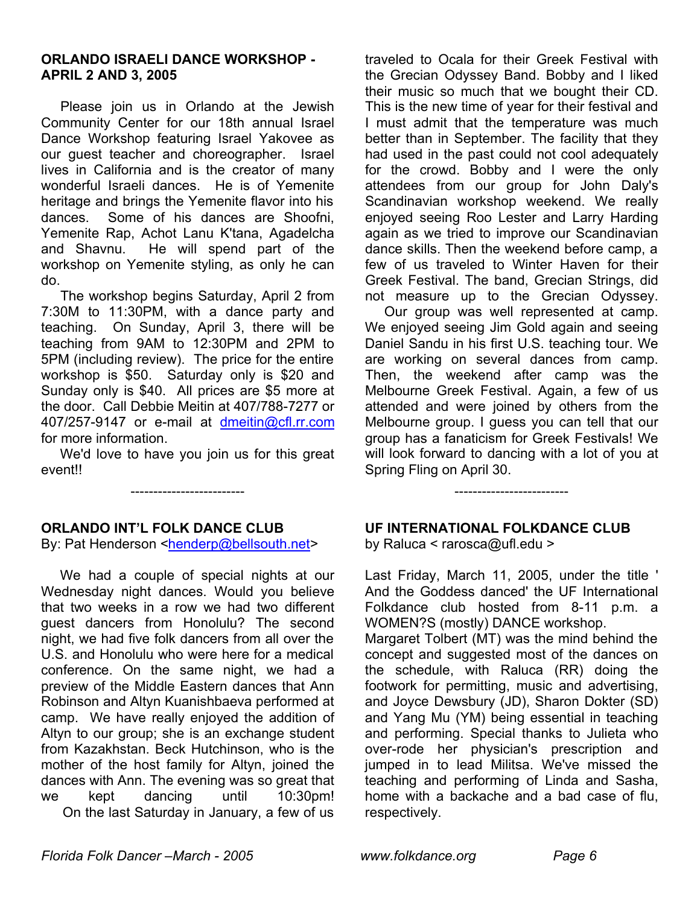## ORLANDO ISRAELI DANCE WORKSHOP - APRIL 2 AND 3, 2005

Please join us in Orlando at the Jewish Community Center for our 18th annual Israel Dance Workshop featuring Israel Yakovee as our guest teacher and choreographer. Israel lives in California and is the creator of many wonderful Israeli dances. He is of Yemenite heritage and brings the Yemenite flavor into his dances. Some of his dances are Shoofni, Yemenite Rap, Achot Lanu K'tana, Agadelcha and Shavnu. He will spend part of the workshop on Yemenite styling, as only he can do.

The workshop begins Saturday, April 2 from 7:30M to 11:30PM, with a dance party and teaching. On Sunday, April 3, there will be teaching from 9AM to 12:30PM and 2PM to 5PM (including review). The price for the entire workshop is $50. Saturday only is $20 and Sunday only is $40. All prices are $5 more at the door. Call Debbie Meitin at 407/788-7277 or 407/257-9147 or e-mail at dmeitin@cfl.rr.com for more information.

We'd love to have you join us for this great event!!

-------------------------

## ORLANDO INT'L FOLK DANCE CLUB

By: Pat Henderson <henderp@bellsouth.net>

We had a couple of special nights at our Wednesday night dances. Would you believe that two weeks in a row we had two different guest dancers from Honolulu? The second night, we had five folk dancers from all over the U.S. and Honolulu who were here for a medical conference. On the same night, we had a preview of the Middle Eastern dances that Ann Robinson and Altyn Kuanishbaeva performed at camp. We have really enjoyed the addition of Altyn to our group; she is an exchange student from Kazakhstan. Beck Hutchinson, who is the mother of the host family for Altyn, joined the dances with Ann. The evening was so great that we kept dancing until 10:30pm!

On the last Saturday in January, a few of us traveled to Ocala for their Greek Festival with the Grecian Odyssey Band. Bobby and I liked their music so much that we bought their CD. This is the new time of year for their festival and I must admit that the temperature was much better than in September. The facility that they had used in the past could not cool adequately for the crowd. Bobby and I were the only attendees from our group for John Daly's Scandinavian workshop weekend. We really enjoyed seeing Roo Lester and Larry Harding again as we tried to improve our Scandinavian dance skills. Then the weekend before camp, a few of us traveled to Winter Haven for their Greek Festival. The band, Grecian Strings, did not measure up to the Grecian Odyssey.

Our group was well represented at camp. We enjoyed seeing Jim Gold again and seeing Daniel Sandu in his first U.S. teaching tour. We are working on several dances from camp. Then, the weekend after camp was the Melbourne Greek Festival. Again, a few of us attended and were joined by others from the Melbourne group. I guess you can tell that our group has a fanaticism for Greek Festivals! We will look forward to dancing with a lot of you at Spring Fling on April 30.

-------------------------

## UF INTERNATIONAL FOLKDANCE CLUB

by Raluca < rarosca@ufl.edu >

Last Friday, March 11, 2005, under the title ' And the Goddess danced' the UF International Folkdance club hosted from 8-11 p.m. a WOMEN?S (mostly) DANCE workshop.

Margaret Tolbert (MT) was the mind behind the concept and suggested most of the dances on the schedule, with Raluca (RR) doing the footwork for permitting, music and advertising, and Joyce Dewsbury (JD), Sharon Dokter (SD) and Yang Mu (YM) being essential in teaching and performing. Special thanks to Julieta who over-rode her physician's prescription and jumped in to lead Militsa. We've missed the teaching and performing of Linda and Sasha, home with a backache and a bad case of flu, respectively.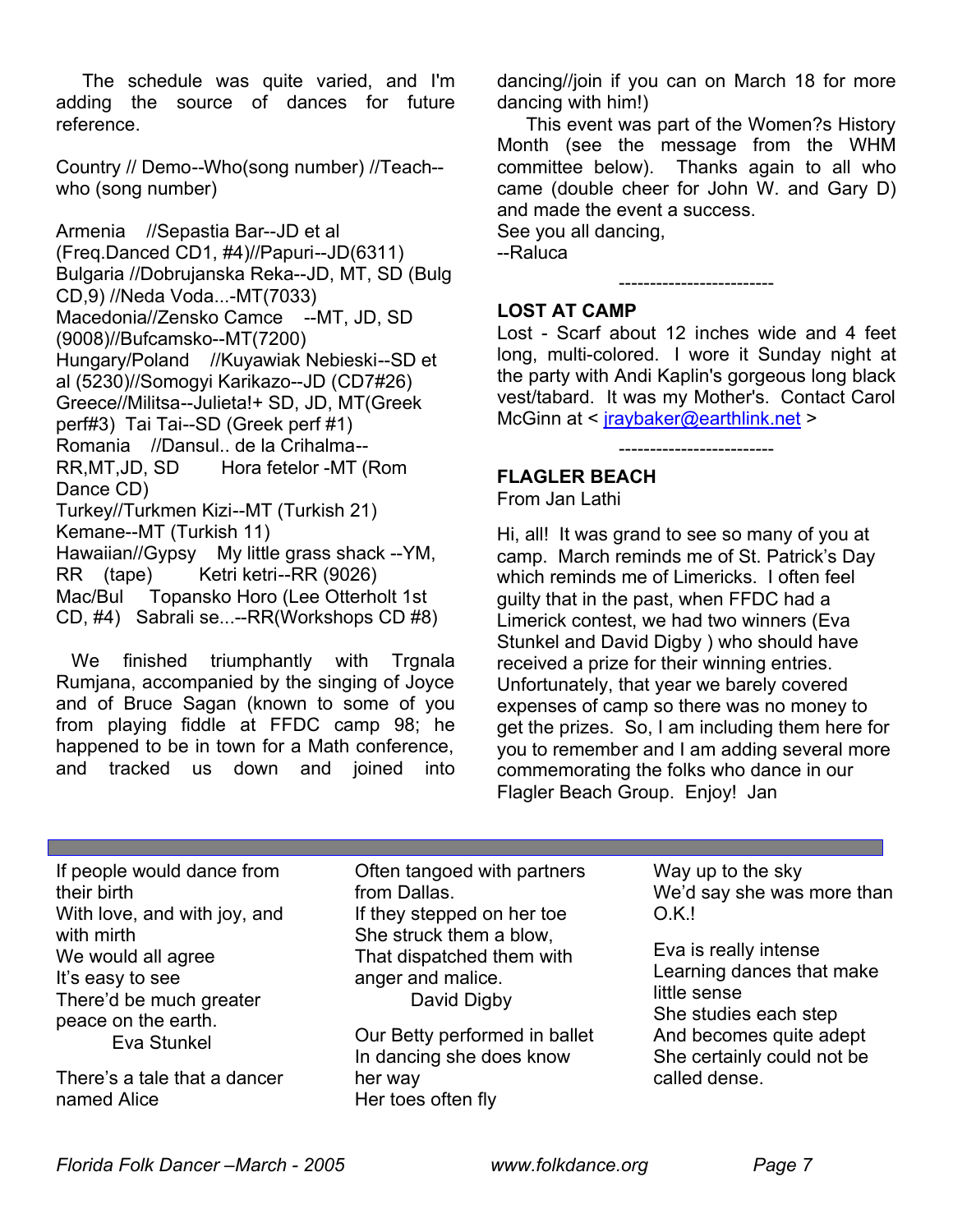The schedule was quite varied, and I'm adding the source of dances for future reference.

Country // Demo--Who(song number) //Teach--who (song number)

Armenia //Sepastia Bar--JD et al (Freq.Danced CD1, #4)//Papuri--JD(6311)
Bulgaria //Dobrujanska Reka--JD, MT, SD (Bulg CD,9) //Neda Voda...-MT(7033)
Macedonia//Zensko Camce --MT, JD, SD (9008)//Bufcamsko--MT(7200)
Hungary/Poland //Kuyawiak Nebieski--SD et al (5230)//Somogyi Karikazo--JD (CD7#26)
Greece//Militsa--Julieta!+ SD, JD, MT(Greek perf#3) Tai Tai--SD (Greek perf #1)
Romania //Dansul.. de la Crihalma--RR,MT,JD, SD Hora fetelor -MT (Rom Dance CD)
Turkey//Turkmen Kizi--MT (Turkish 21) Kemane--MT (Turkish 11)
Hawaiian//Gypsy My little grass shack --YM, RR (tape) Ketri ketri--RR (9026)
Mac/Bul Topansko Horo (Lee Otterholt 1st CD, #4) Sabrali se...--RR(Workshops CD #8)

We finished triumphantly with Trgnala Rumjana, accompanied by the singing of Joyce and of Bruce Sagan (known to some of you from playing fiddle at FFDC camp 98; he happened to be in town for a Math conference, and tracked us down and joined into dancing//join if you can on March 18 for more dancing with him!)

This event was part of the Women?s History Month (see the message from the WHM committee below). Thanks again to all who came (double cheer for John W. and Gary D) and made the event a success.

See you all dancing,
--Raluca

-------------------------

## LOST AT CAMP

Lost - Scarf about 12 inches wide and 4 feet long, multi-colored. I wore it Sunday night at the party with Andi Kaplin's gorgeous long black vest/tabard. It was my Mother's. Contact Carol McGinn at < jraybaker@earthlink.net >

-------------------------

## FLAGLER BEACH

From Jan Lathi

Hi, all! It was grand to see so many of you at camp. March reminds me of St. Patrick's Day which reminds me of Limericks. I often feel guilty that in the past, when FFDC had a Limerick contest, we had two winners (Eva Stunkel and David Digby ) who should have received a prize for their winning entries. Unfortunately, that year we barely covered expenses of camp so there was no money to get the prizes. So, I am including them here for you to remember and I am adding several more commemorating the folks who dance in our Flagler Beach Group. Enjoy! Jan

---

If people would dance from their birth
With love, and with joy, and with mirth
We would all agree
It's easy to see
There'd be much greater peace on the earth.
Eva Stunkel

There's a tale that a dancer named Alice
Often tangoed with partners from Dallas.
If they stepped on her toe
She struck them a blow,
That dispatched them with anger and malice.
David Digby

Our Betty performed in ballet
In dancing she does know her way
Her toes often fly
Way up to the sky
We'd say she was more than O.K.!

Eva is really intense
Learning dances that make little sense
She studies each step
And becomes quite adept
She certainly could not be called dense.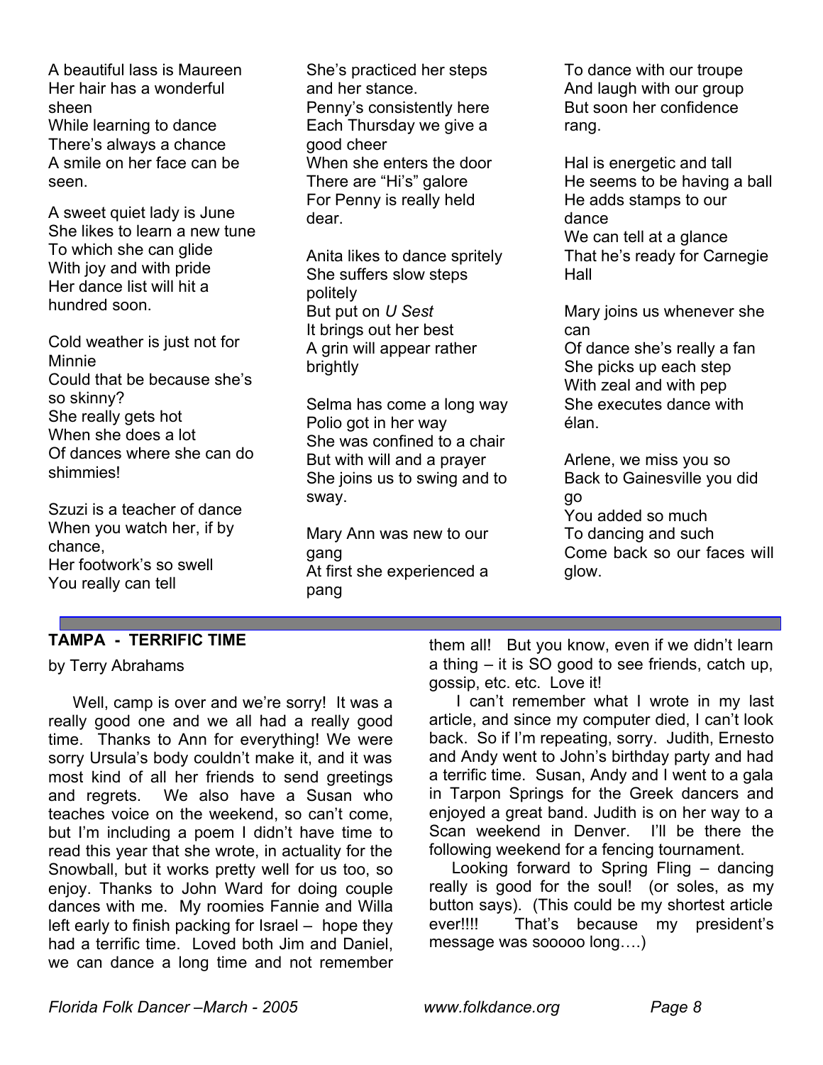A beautiful lass is Maureen
Her hair has a wonderful sheen
While learning to dance
There's always a chance
A smile on her face can be seen.

A sweet quiet lady is June
She likes to learn a new tune
To which she can glide
With joy and with pride
Her dance list will hit a hundred soon.

Cold weather is just not for Minnie
Could that be because she's so skinny?
She really gets hot
When she does a lot
Of dances where she can do shimmies!

Szuzi is a teacher of dance
When you watch her, if by chance,
Her footwork's so swell
You really can tell
She's practiced her steps and her stance.

Penny's consistently here
Each Thursday we give a good cheer
When she enters the door
There are "Hi's" galore
For Penny is really held dear.

Anita likes to dance spritely
She suffers slow steps politely
But put on *U Sest*
It brings out her best
A grin will appear rather brightly

Selma has come a long way
Polio got in her way
She was confined to a chair
But with will and a prayer
She joins us to swing and to sway.

Mary Ann was new to our gang
At first she experienced a pang
To dance with our troupe
And laugh with our group
But soon her confidence rang.

Hal is energetic and tall
He seems to be having a ball
He adds stamps to our dance
We can tell at a glance
That he's ready for Carnegie Hall

Mary joins us whenever she can
Of dance she's really a fan
She picks up each step
With zeal and with pep
She executes dance with élan.

Arlene, we miss you so
Back to Gainesville you did go
You added so much
To dancing and such
Come back so our faces will glow.

---

**TAMPA - TERRIFIC TIME**

by Terry Abrahams

Well, camp is over and we're sorry! It was a really good one and we all had a really good time. Thanks to Ann for everything! We were sorry Ursula's body couldn't make it, and it was most kind of all her friends to send greetings and regrets. We also have a Susan who teaches voice on the weekend, so can't come, but I'm including a poem I didn't have time to read this year that she wrote, in actuality for the Snowball, but it works pretty well for us too, so enjoy. Thanks to John Ward for doing couple dances with me. My roomies Fannie and Willa left early to finish packing for Israel – hope they had a terrific time. Loved both Jim and Daniel, we can dance a long time and not remember them all! But you know, even if we didn't learn a thing – it is SO good to see friends, catch up, gossip, etc. etc. Love it!

I can't remember what I wrote in my last article, and since my computer died, I can't look back. So if I'm repeating, sorry. Judith, Ernesto and Andy went to John's birthday party and had a terrific time. Susan, Andy and I went to a gala in Tarpon Springs for the Greek dancers and enjoyed a great band. Judith is on her way to a Scan weekend in Denver. I'll be there the following weekend for a fencing tournament.

Looking forward to Spring Fling – dancing really is good for the soul! (or soles, as my button says). (This could be my shortest article ever!!!! That's because my president's message was sooooo long….)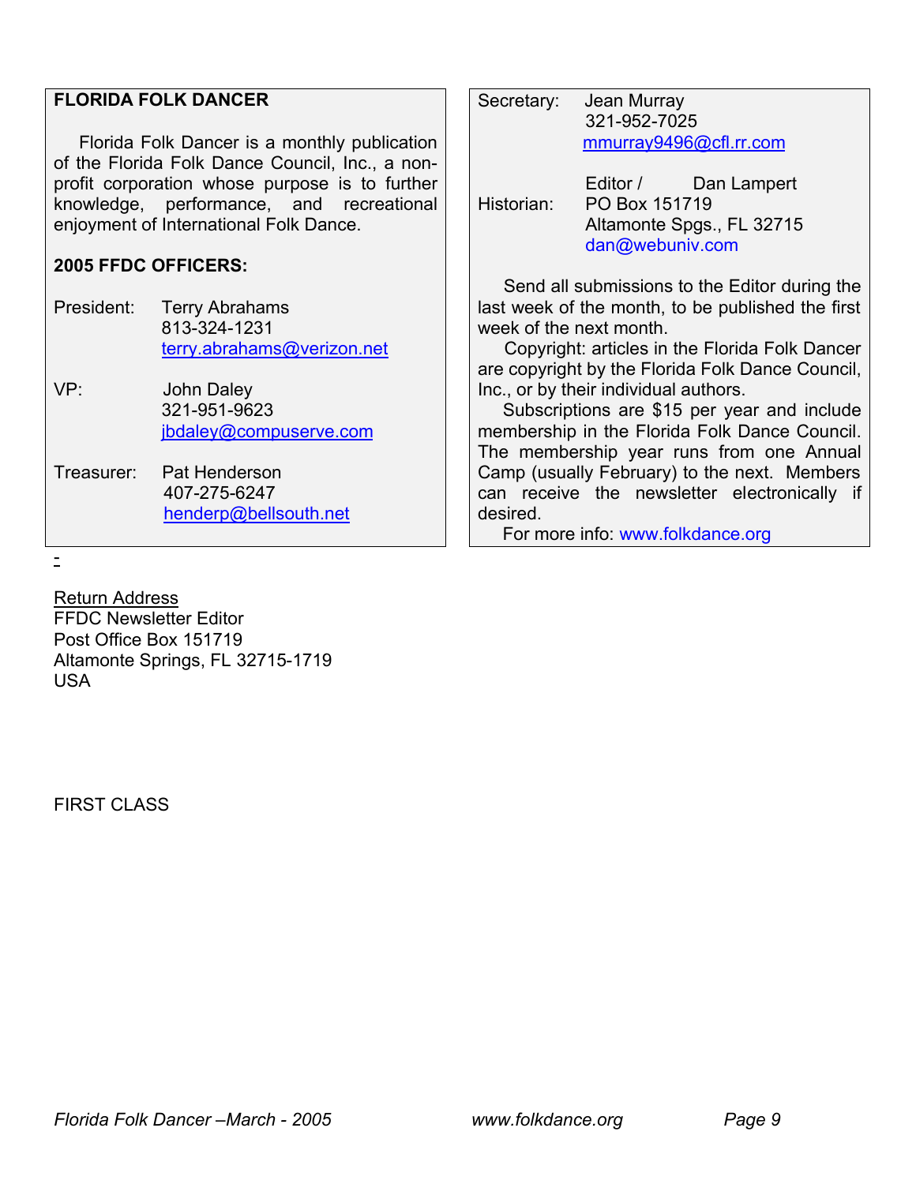## FLORIDA FOLK DANCER

Florida Folk Dancer is a monthly publication of the Florida Folk Dance Council, Inc., a non-profit corporation whose purpose is to further knowledge, performance, and recreational enjoyment of International Folk Dance.

**2005 FFDC OFFICERS:**

President: Terry Abrahams
813-324-1231
terry.abrahams@verizon.net

VP: John Daley
321-951-9623
jbdaley@compuserve.com

Treasurer: Pat Henderson
407-275-6247
henderp@bellsouth.net

Secretary: Jean Murray
321-952-7025
mmurray9496@cfl.rr.com

Editor / Historian: Dan Lampert
PO Box 151719
Altamonte Spgs., FL 32715
dan@webuniv.com

Send all submissions to the Editor during the last week of the month, to be published the first week of the next month.

Copyright: articles in the Florida Folk Dancer are copyright by the Florida Folk Dance Council, Inc., or by their individual authors.

Subscriptions are $15 per year and include membership in the Florida Folk Dance Council. The membership year runs from one Annual Camp (usually February) to the next. Members can receive the newsletter electronically if desired.

For more info: www.folkdance.org

-

Return Address
FFDC Newsletter Editor
Post Office Box 151719
Altamonte Springs, FL 32715-1719
USA

FIRST CLASS